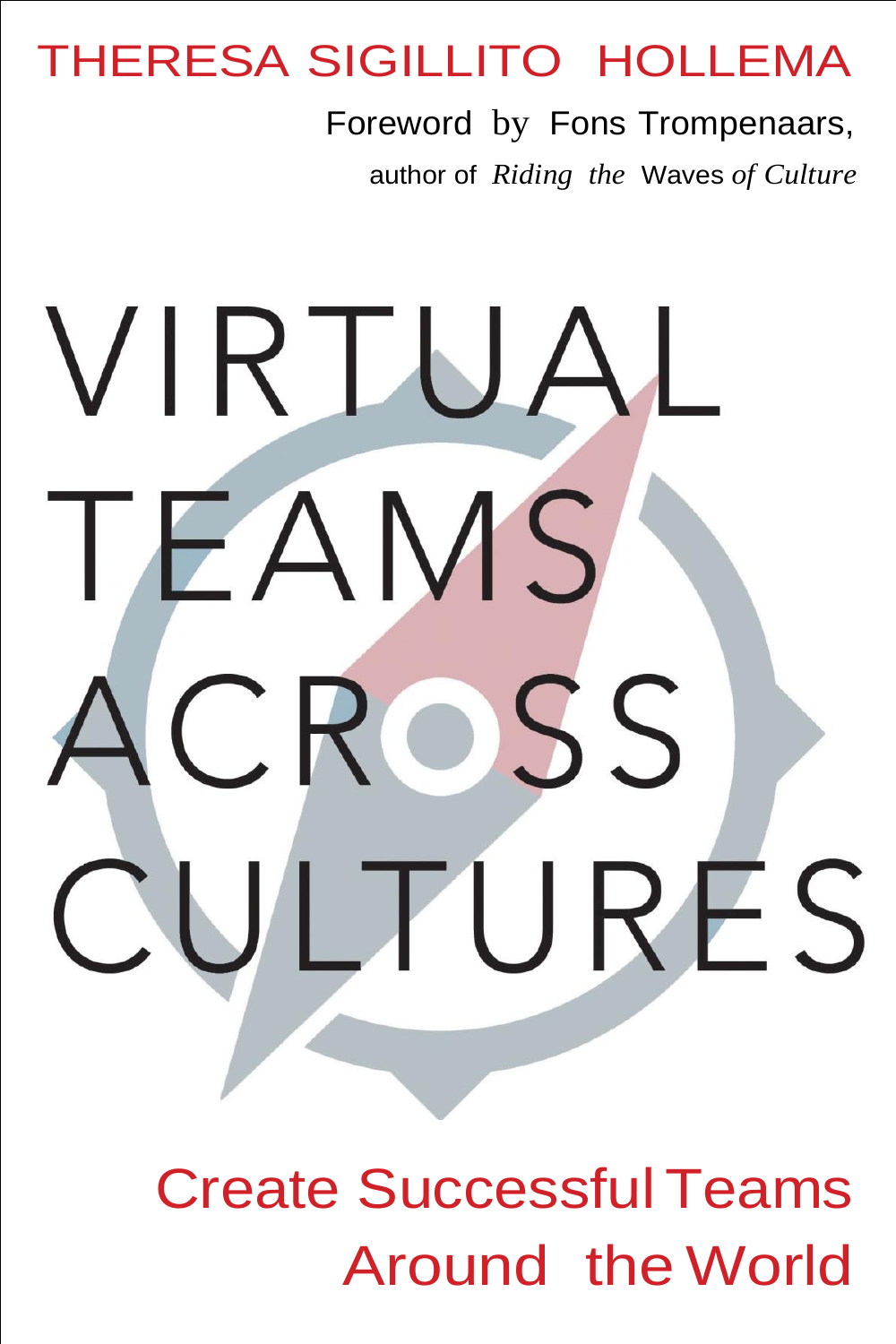THERESA SIGILLITO HOLLEMA

Foreword by Fons Trompenaars,

author of *Riding the* Waves *of Culture*

# VIRTUAL TEAMS ACROSS CULTURES

## Create Successful Teams Around the World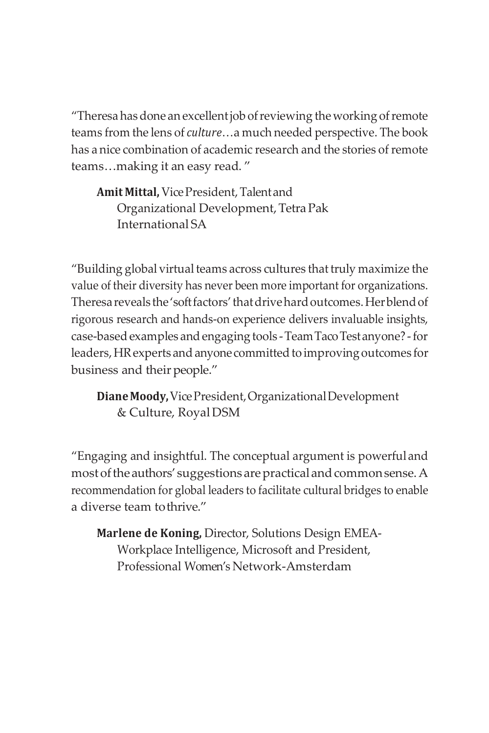"Theresa has done an excellent job of reviewing the working of remote teams from the lens of *culture*…a much needed perspective. The book has a nice combination of academic research and the stories of remote teams…making it an easy read. "

> **Amit Mittal,** Vice President, Talent and Organizational Development, Tetra Pak International SA

"Building global virtual teams across cultures that truly maximize the value of their diversity has never been more important for organizations. Theresa reveals the 'soft factors' that drive hard outcomes. Her blend of rigorous research and hands-on experience delivers invaluable insights, case-based examples and engaging tools - Team Taco Test anyone? - for leaders, HR experts and anyone committed to improving outcomes for business and their people."

> **Diane Moody,** Vice President, Organizational Development & Culture, Royal DSM

"Engaging and insightful. The conceptual argument is powerful and most of the authors' suggestions are practical and common sense. A recommendation for global leaders to facilitate cultural bridges to enable a diverse team to thrive."

> **Marlene de Koning,** Director, Solutions Design EMEA-Workplace Intelligence, Microsoft and President, Professional Women's Network-Amsterdam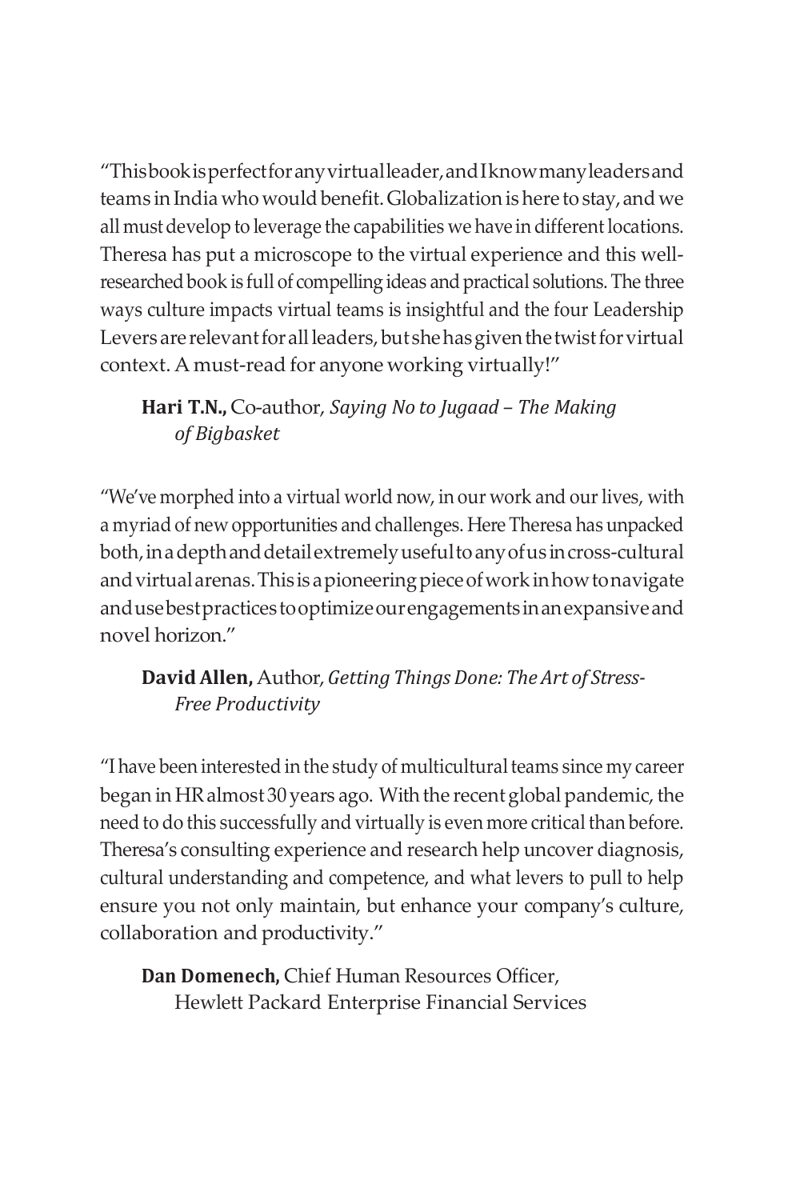"This book is perfect for any virtual leader, and I know many leaders and teams in India who would benefit. Globalization is here to stay, and we all must develop to leverage the capabilities we have in different locations. Theresa has put a microscope to the virtual experience and this well-researched book is full of compelling ideas and practical solutions. The three ways culture impacts virtual teams is insightful and the four Leadership Levers are relevant for all leaders, but she has given the twist for virtual context. A must-read for anyone working virtually!"

**Hari T.N.,** Co-author, *Saying No to Jugaad – The Making of Bigbasket*

"We've morphed into a virtual world now, in our work and our lives, with a myriad of new opportunities and challenges. Here Theresa has unpacked both, in a depth and detail extremely useful to any of us in cross-cultural and virtual arenas. This is a pioneering piece of work in how to navigate and use best practices to optimize our engagements in an expansive and novel horizon."

**David Allen,** Author, *Getting Things Done: The Art of Stress-Free Productivity*

"I have been interested in the study of multicultural teams since my career began in HR almost 30 years ago. With the recent global pandemic, the need to do this successfully and virtually is even more critical than before. Theresa's consulting experience and research help uncover diagnosis, cultural understanding and competence, and what levers to pull to help ensure you not only maintain, but enhance your company's culture, collaboration and productivity."

**Dan Domenech,** Chief Human Resources Officer, Hewlett Packard Enterprise Financial Services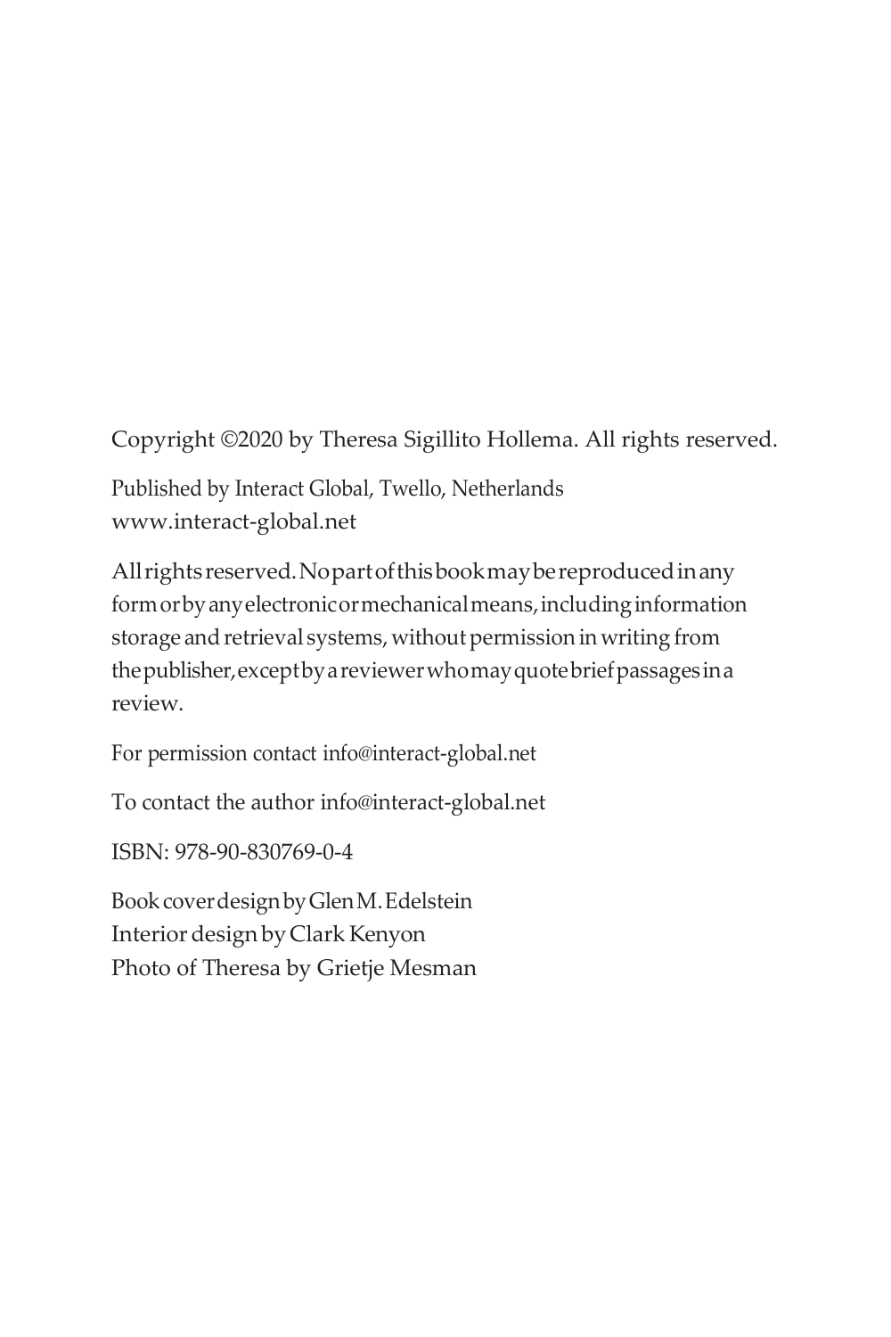Copyright ©2020 by Theresa Sigillito Hollema. All rights reserved.

Published by Interact Global, Twello, Netherlands
www.interact-global.net

All rights reserved. No part of this book may be reproduced in any form or by any electronic or mechanical means, including information storage and retrieval systems, without permission in writing from the publisher, except by a reviewer who may quote brief passages in a review.

For permission contact info@interact-global.net

To contact the author info@interact-global.net

ISBN: 978-90-830769-0-4

Book cover design by Glen M. Edelstein
Interior design by Clark Kenyon
Photo of Theresa by Grietje Mesman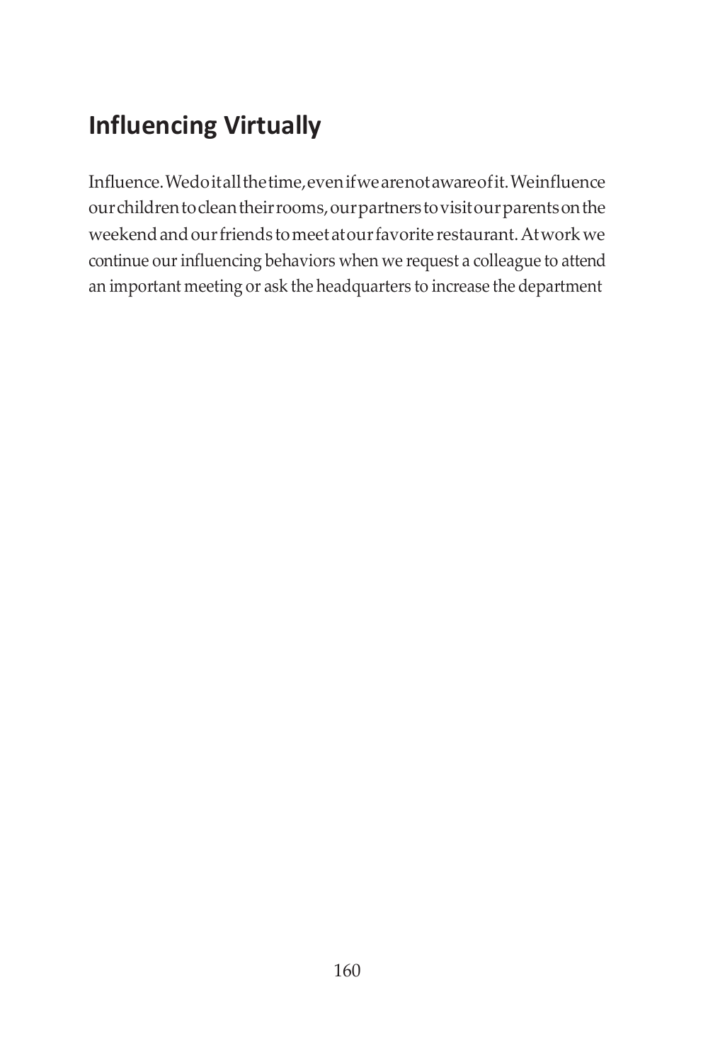## Influencing Virtually

Influence. We do it all the time, even if we are not aware of it. We influence our children to clean their rooms, our partners to visit our parents on the weekend and our friends to meet at our favorite restaurant. At work we continue our influencing behaviors when we request a colleague to attend an important meeting or ask the headquarters to increase the department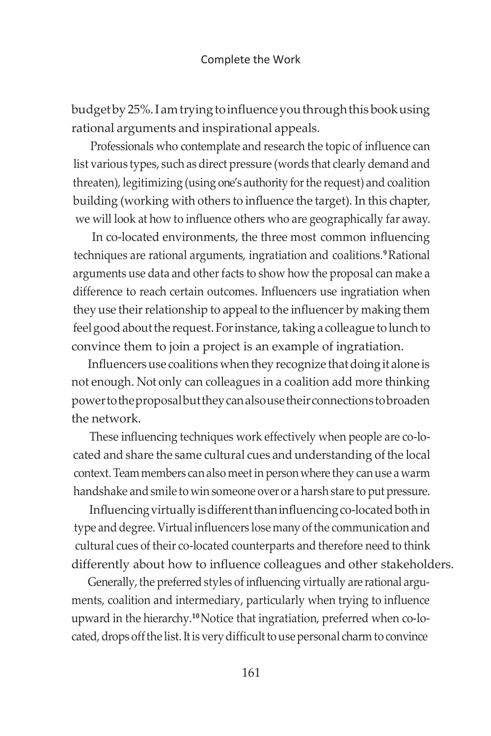budget by 25%. I am trying to influence you through this book using rational arguments and inspirational appeals.

Professionals who contemplate and research the topic of influence can list various types, such as direct pressure (words that clearly demand and threaten), legitimizing (using one's authority for the request) and coalition building (working with others to influence the target). In this chapter, we will look at how to influence others who are geographically far away.

In co-located environments, the three most common influencing techniques are rational arguments, ingratiation and coalitions.[9] Rational arguments use data and other facts to show how the proposal can make a difference to reach certain outcomes. Influencers use ingratiation when they use their relationship to appeal to the influencer by making them feel good about the request. For instance, taking a colleague to lunch to convince them to join a project is an example of ingratiation.

Influencers use coalitions when they recognize that doing it alone is not enough. Not only can colleagues in a coalition add more thinking power to the proposal but they can also use their connections to broaden the network.

These influencing techniques work effectively when people are co-located and share the same cultural cues and understanding of the local context. Team members can also meet in person where they can use a warm handshake and smile to win someone over or a harsh stare to put pressure.

Influencing virtually is different than influencing co-located both in type and degree. Virtual influencers lose many of the communication and cultural cues of their co-located counterparts and therefore need to think differently about how to influence colleagues and other stakeholders.

Generally, the preferred styles of influencing virtually are rational arguments, coalition and intermediary, particularly when trying to influence upward in the hierarchy.[10] Notice that ingratiation, preferred when co-located, drops off the list. It is very difficult to use personal charm to convince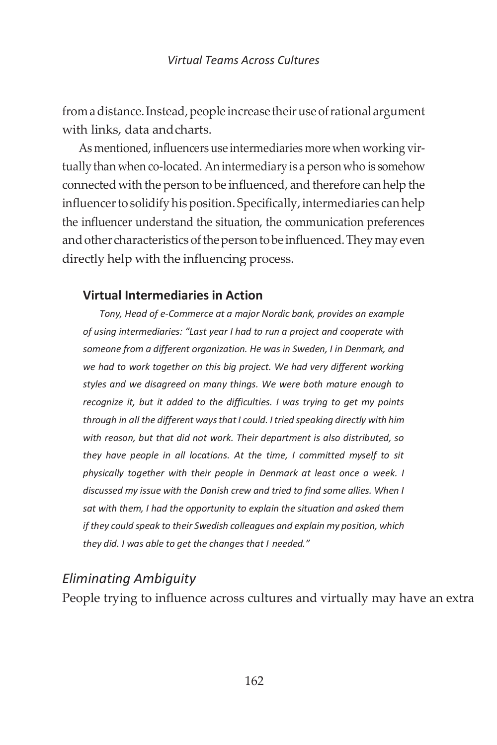from a distance. Instead, people increase their use of rational argument with links, data and charts.

As mentioned, influencers use intermediaries more when working virtually than when co-located. An intermediary is a person who is somehow connected with the person to be influenced, and therefore can help the influencer to solidify his position. Specifically, intermediaries can help the influencer understand the situation, the communication preferences and other characteristics of the person to be influenced. They may even directly help with the influencing process.

### Virtual Intermediaries in Action

*Tony, Head of e-Commerce at a major Nordic bank, provides an example of using intermediaries: "Last year I had to run a project and cooperate with someone from a different organization. He was in Sweden, I in Denmark, and we had to work together on this big project. We had very different working styles and we disagreed on many things. We were both mature enough to recognize it, but it added to the difficulties. I was trying to get my points through in all the different ways that I could. I tried speaking directly with him with reason, but that did not work. Their department is also distributed, so they have people in all locations. At the time, I committed myself to sit physically together with their people in Denmark at least once a week. I discussed my issue with the Danish crew and tried to find some allies. When I sat with them, I had the opportunity to explain the situation and asked them if they could speak to their Swedish colleagues and explain my position, which they did. I was able to get the changes that I needed."*

## *Eliminating Ambiguity*

People trying to influence across cultures and virtually may have an extra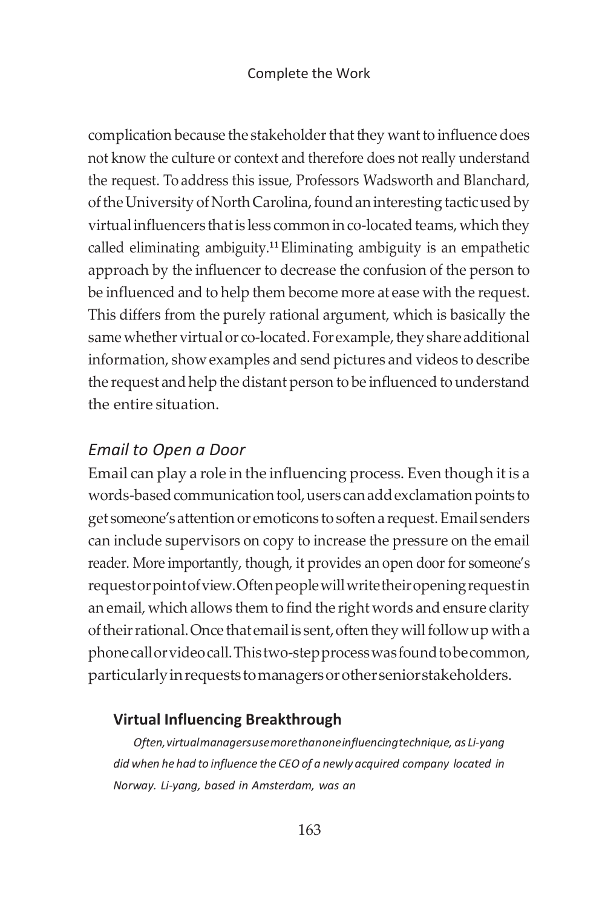complication because the stakeholder that they want to influence does not know the culture or context and therefore does not really understand the request. To address this issue, Professors Wadsworth and Blanchard, of the University of North Carolina, found an interesting tactic used by virtual influencers that is less common in co-located teams, which they called eliminating ambiguity.[11] Eliminating ambiguity is an empathetic approach by the influencer to decrease the confusion of the person to be influenced and to help them become more at ease with the request. This differs from the purely rational argument, which is basically the same whether virtual or co-located. For example, they share additional information, show examples and send pictures and videos to describe the request and help the distant person to be influenced to understand the entire situation.

### *Email to Open a Door*

Email can play a role in the influencing process. Even though it is a words-based communication tool, users can add exclamation points to get someone's attention or emoticons to soften a request. Email senders can include supervisors on copy to increase the pressure on the email reader. More importantly, though, it provides an open door for someone's request or point of view. Often people will write their opening request in an email, which allows them to find the right words and ensure clarity of their rational. Once that email is sent, often they will follow up with a phone call or video call. This two-step process was found to be common, particularly in requests to managers or other senior stakeholders.

#### **Virtual Influencing Breakthrough**

*Often, virtual managers use more than one influencing technique, as Li-yang did when he had to influence the CEO of a newly acquired company located in Norway. Li-yang, based in Amsterdam, was an*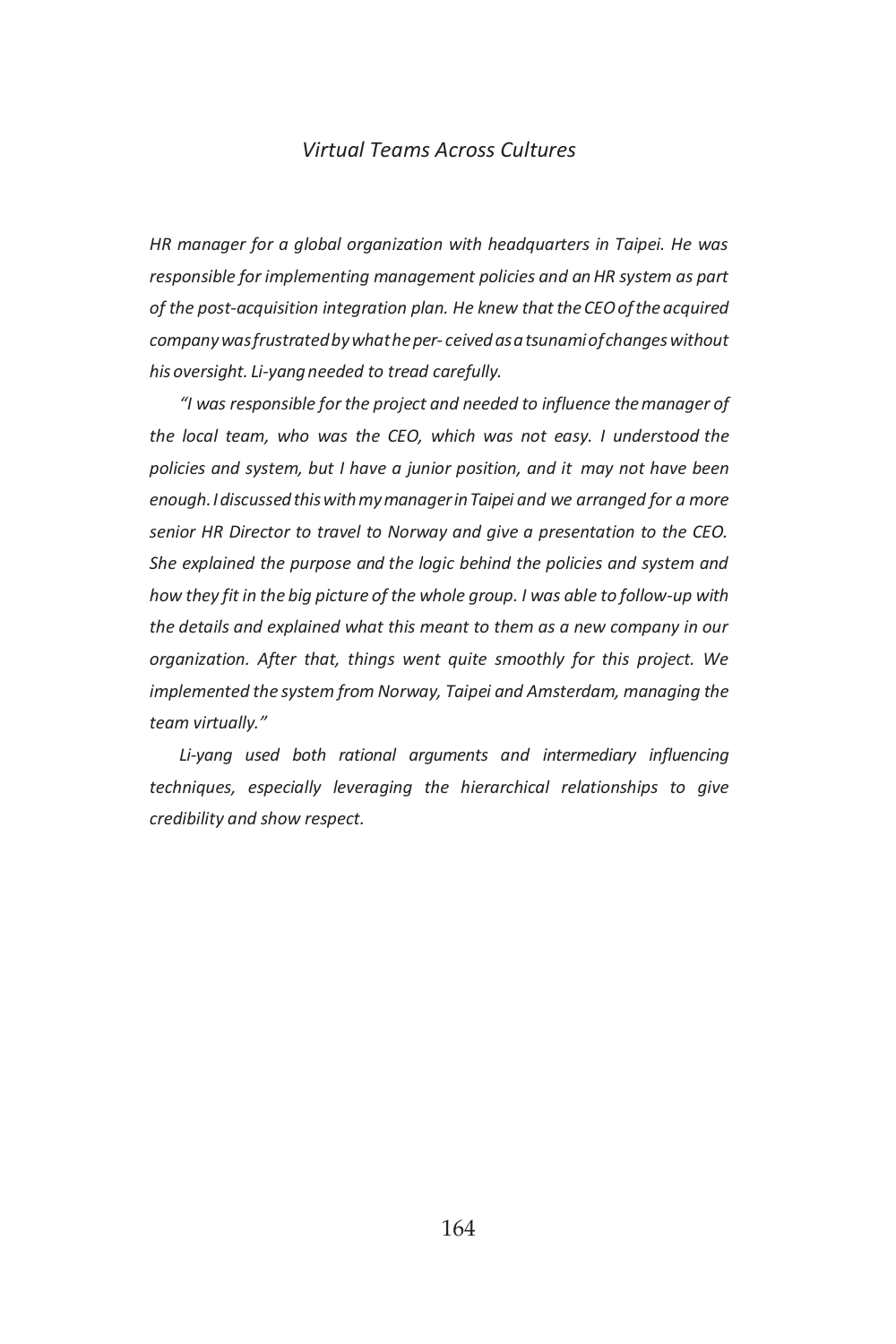*HR manager for a global organization with headquarters in Taipei. He was responsible for implementing management policies and an HR system as part of the post-acquisition integration plan. He knew that the CEO of the acquired company was frustrated by what he per- ceived as a tsunami of changes without his oversight. Li-yang needed to tread carefully.*

*"I was responsible for the project and needed to influence the manager of the local team, who was the CEO, which was not easy. I understood the policies and system, but I have a junior position, and it may not have been enough. I discussed this with my manager in Taipei and we arranged for a more senior HR Director to travel to Norway and give a presentation to the CEO. She explained the purpose and the logic behind the policies and system and how they fit in the big picture of the whole group. I was able to follow-up with the details and explained what this meant to them as a new company in our organization. After that, things went quite smoothly for this project. We implemented the system from Norway, Taipei and Amsterdam, managing the team virtually."*

*Li-yang used both rational arguments and intermediary influencing techniques, especially leveraging the hierarchical relationships to give credibility and show respect.*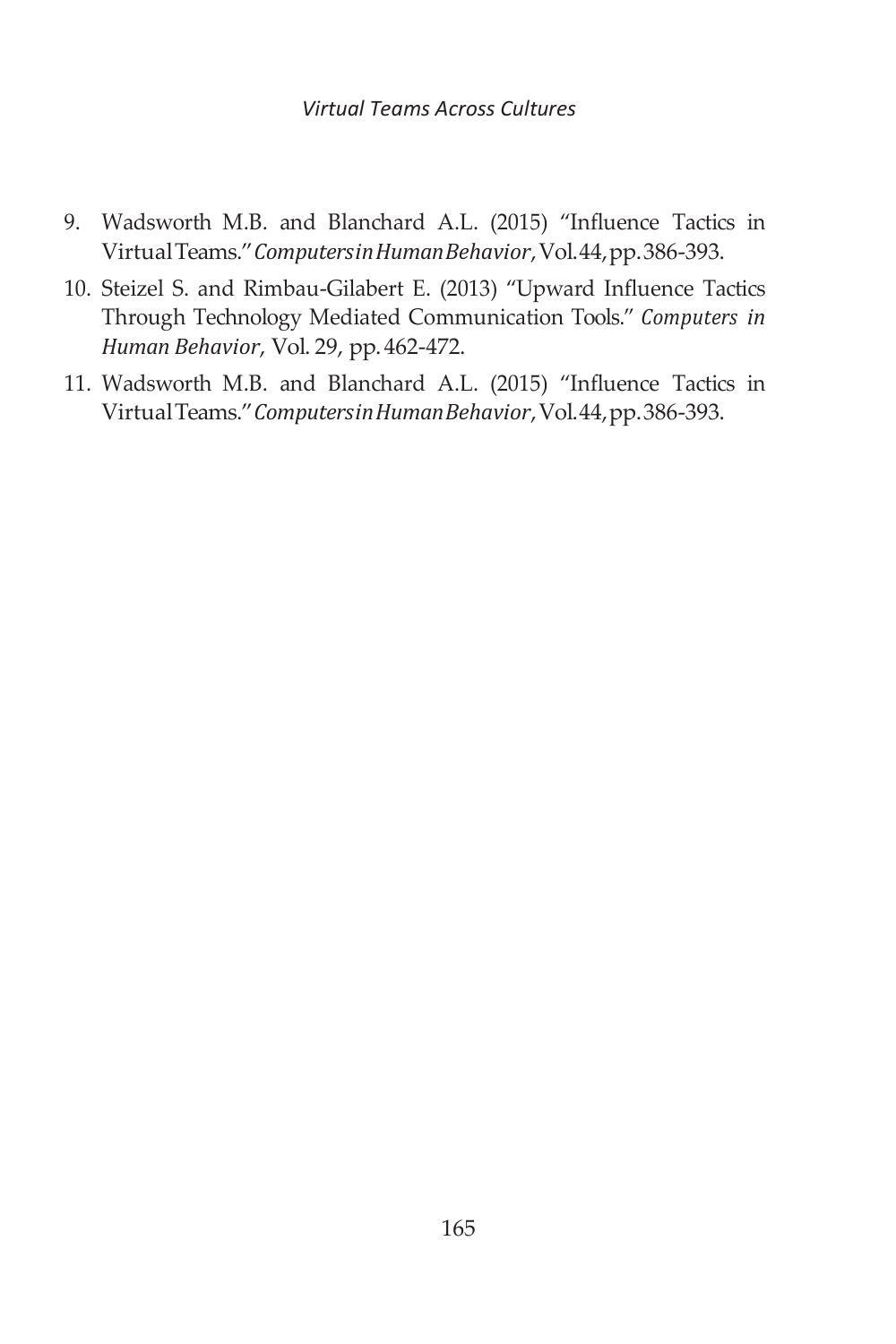9. Wadsworth M.B. and Blanchard A.L. (2015) "Influence Tactics in Virtual Teams." *Computers in Human Behavior*, Vol. 44, pp. 386-393.
10. Steizel S. and Rimbau-Gilabert E. (2013) "Upward Influence Tactics Through Technology Mediated Communication Tools." *Computers in Human Behavior*, Vol. 29, pp. 462-472.
11. Wadsworth M.B. and Blanchard A.L. (2015) "Influence Tactics in Virtual Teams." *Computers in Human Behavior*, Vol. 44, pp. 386-393.